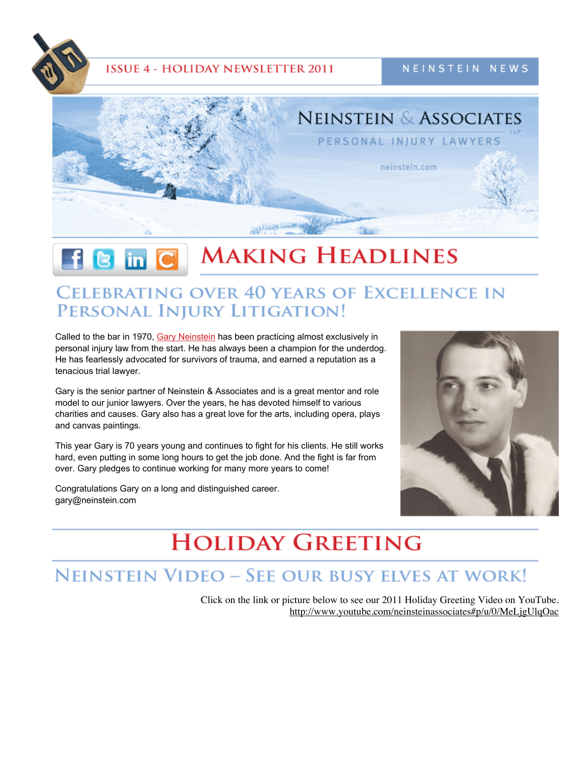ISSUE 4 - HOLIDAY NEWSLETTER 2011

NEINSTEIN NEWS

NEINSTEIN & ASSOCIATES LLP

PERSONAL INJURY LAWYERS

neinstein.com

# MAKING HEADLINES

## CELEBRATING OVER 40 YEARS OF EXCELLENCE IN PERSONAL INJURY LITIGATION!

Called to the bar in 1970, Gary Neinstein has been practicing almost exclusively in personal injury law from the start. He has always been a champion for the underdog. He has fearlessly advocated for survivors of trauma, and earned a reputation as a tenacious trial lawyer.

Gary is the senior partner of Neinstein & Associates and is a great mentor and role model to our junior lawyers. Over the years, he has devoted himself to various charities and causes. Gary also has a great love for the arts, including opera, plays and canvas paintings.

This year Gary is 70 years young and continues to fight for his clients. He still works hard, even putting in some long hours to get the job done. And the fight is far from over. Gary pledges to continue working for many more years to come!

Congratulations Gary on a long and distinguished career.
gary@neinstein.com

# HOLIDAY GREETING

## NEINSTEIN VIDEO – SEE OUR BUSY ELVES AT WORK!

Click on the link or picture below to see our 2011 Holiday Greeting Video on YouTube.
http://www.youtube.com/neinsteinassociates#p/u/0/MeLjgUlqOac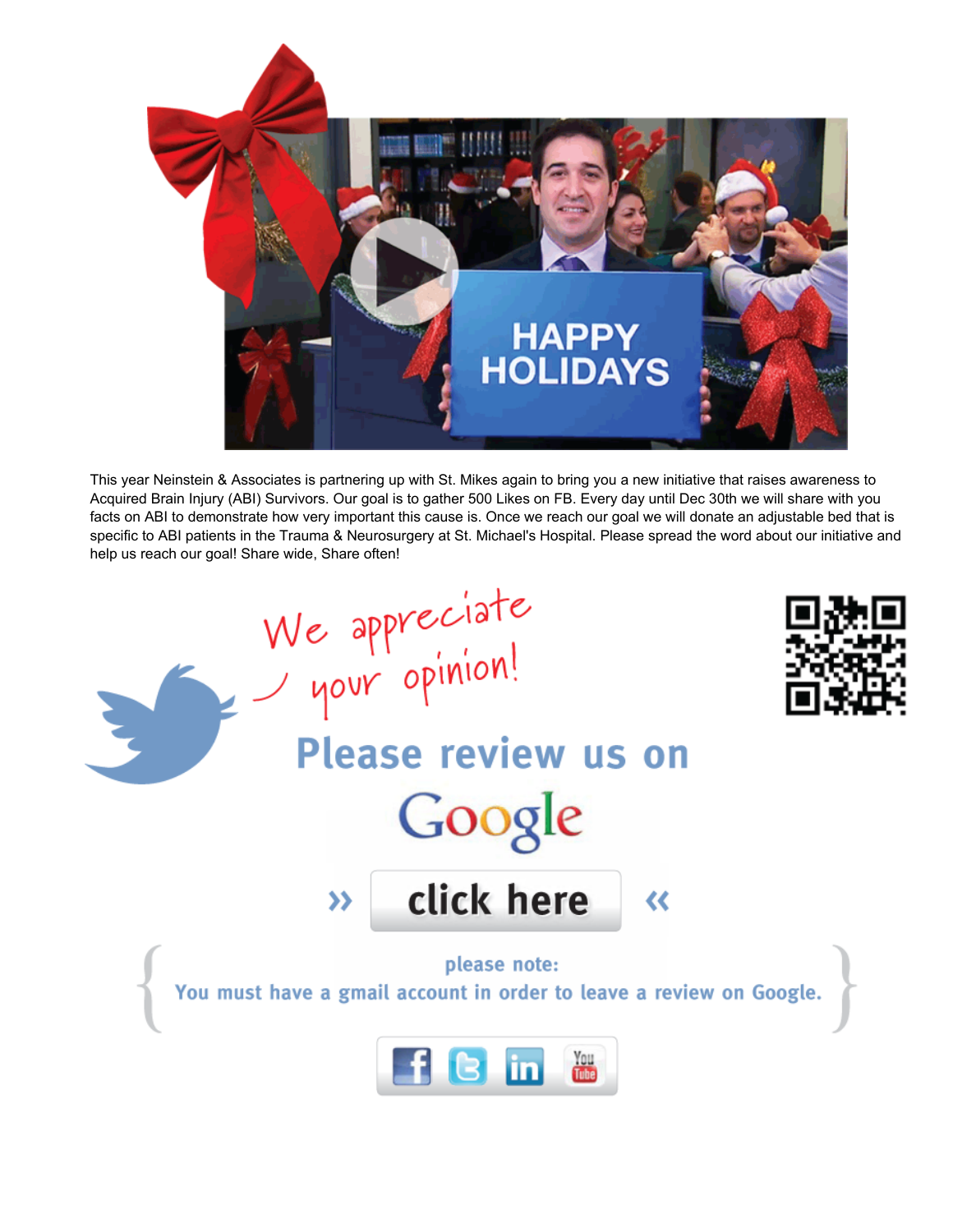HAPPY HOLIDAYS

This year Neinstein & Associates is partnering up with St. Mikes again to bring you a new initiative that raises awareness to Acquired Brain Injury (ABI) Survivors. Our goal is to gather 500 Likes on FB. Every day until Dec 30th we will share with you facts on ABI to demonstrate how very important this cause is. Once we reach our goal we will donate an adjustable bed that is specific to ABI patients in the Trauma & Neurosurgery at St. Michael's Hospital. Please spread the word about our initiative and help us reach our goal! Share wide, Share often!

We appreciate your opinion!

**Please review us on**

**Google**

» **click here** «

please note:
You must have a gmail account in order to leave a review on Google.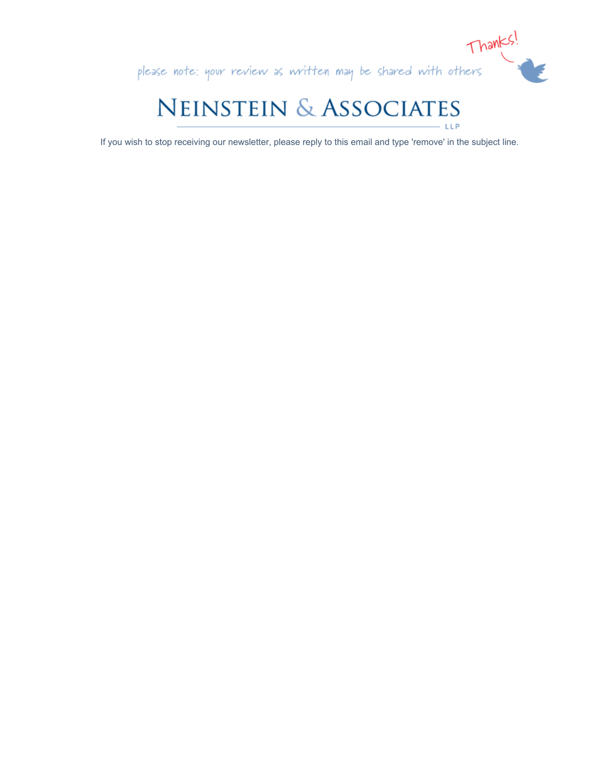please note: your review as written may be shared with others

Thanks!

# NEINSTEIN & ASSOCIATES LLP

If you wish to stop receiving our newsletter, please reply to this email and type 'remove' in the subject line.